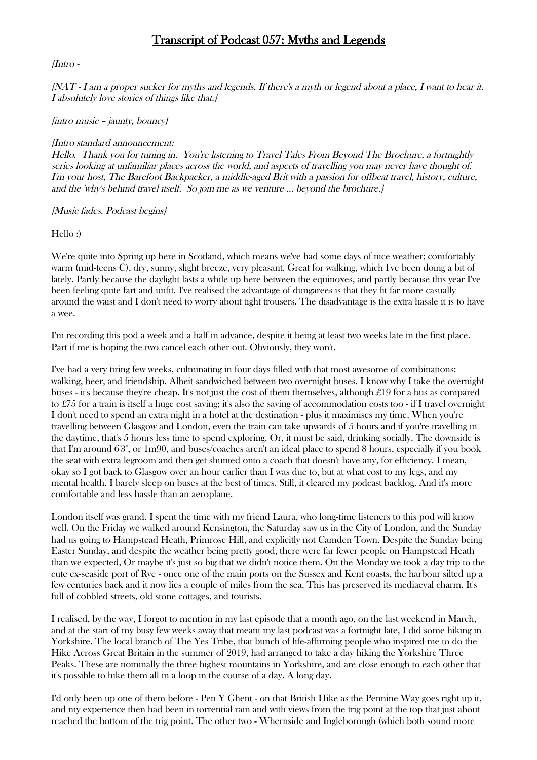# Transcript of Podcast 057: Myths and Legends

*{Intro -*

*{NAT - I am a proper sucker for myths and legends. If there's a myth or legend about a place, I want to hear it. I absolutely love stories of things like that.}*

*{intro music – jaunty, bouncy}*

*{Intro standard announcement:*
*Hello. Thank you for tuning in. You're listening to Travel Tales From Beyond The Brochure, a fortnightly series looking at unfamiliar places across the world, and aspects of travelling you may never have thought of. I'm your host, The Barefoot Backpacker, a middle-aged Brit with a passion for offbeat travel, history, culture, and the 'why's behind travel itself. So join me as we venture … beyond the brochure.}*

*{Music fades. Podcast begins}*

Hello :)

We're quite into Spring up here in Scotland, which means we've had some days of nice weather; comfortably warm (mid-teens C), dry, sunny, slight breeze, very pleasant. Great for walking, which I've been doing a bit of lately. Partly because the daylight lasts a while up here between the equinoxes, and partly because this year I've been feeling quite fart and unfit. I've realised the advantage of dungarees is that they fit far more casually around the waist and I don't need to worry about tight trousers. The disadvantage is the extra hassle it is to have a wee.

I'm recording this pod a week and a half in advance, despite it being at least two weeks late in the first place. Part if me is hoping the two cancel each other out. Obviously, they won't.

I've had a very tiring few weeks, culminating in four days filled with that most awesome of combinations: walking, beer, and friendship. Albeit sandwiched between two overnight buses. I know why I take the overnight buses - it's because they're cheap. It's not just the cost of them themselves, although £19 for a bus as compared to £75 for a train is itself a huge cost saving; it's also the saving of accommodation costs too - if I travel overnight I don't need to spend an extra night in a hotel at the destination - plus it maximises my time. When you're travelling between Glasgow and London, even the train can take upwards of 5 hours and if you're travelling in the daytime, that's 5 hours less time to spend exploring. Or, it must be said, drinking socially. The downside is that I'm around 6'3", or 1m90, and buses/coaches aren't an ideal place to spend 8 hours, especially if you book the seat with extra legroom and then get shunted onto a coach that doesn't have any, for efficiency. I mean, okay so I got back to Glasgow over an hour earlier than I was due to, but at what cost to my legs, and my mental health. I barely sleep on buses at the best of times. Still, it cleared my podcast backlog. And it's more comfortable and less hassle than an aeroplane.

London itself was grand. I spent the time with my friend Laura, who long-time listeners to this pod will know well. On the Friday we walked around Kensington, the Saturday saw us in the City of London, and the Sunday had us going to Hampstead Heath, Primrose Hill, and explicitly not Camden Town. Despite the Sunday being Easter Sunday, and despite the weather being pretty good, there were far fewer people on Hampstead Heath than we expected, Or maybe it's just so big that we didn't notice them. On the Monday we took a day trip to the cute ex-seaside port of Rye - once one of the main ports on the Sussex and Kent coasts, the harbour silted up a few centuries back and it now lies a couple of miles from the sea. This has preserved its mediaeval charm. It's full of cobbled streets, old stone cottages, and tourists.

I realised, by the way, I forgot to mention in my last episode that a month ago, on the last weekend in March, and at the start of my busy few weeks away that meant my last podcast was a fortnight late, I did some hiking in Yorkshire. The local branch of The Yes Tribe, that bunch of life-affirming people who inspired me to do the Hike Across Great Britain in the summer of 2019, had arranged to take a day hiking the Yorkshire Three Peaks. These are nominally the three highest mountains in Yorkshire, and are close enough to each other that it's possible to hike them all in a loop in the course of a day. A long day.

I'd only been up one of them before - Pen Y Ghent - on that British Hike as the Pennine Way goes right up it, and my experience then had been in torrential rain and with views from the trig point at the top that just about reached the bottom of the trig point. The other two - Whernside and Ingleborough (which both sound more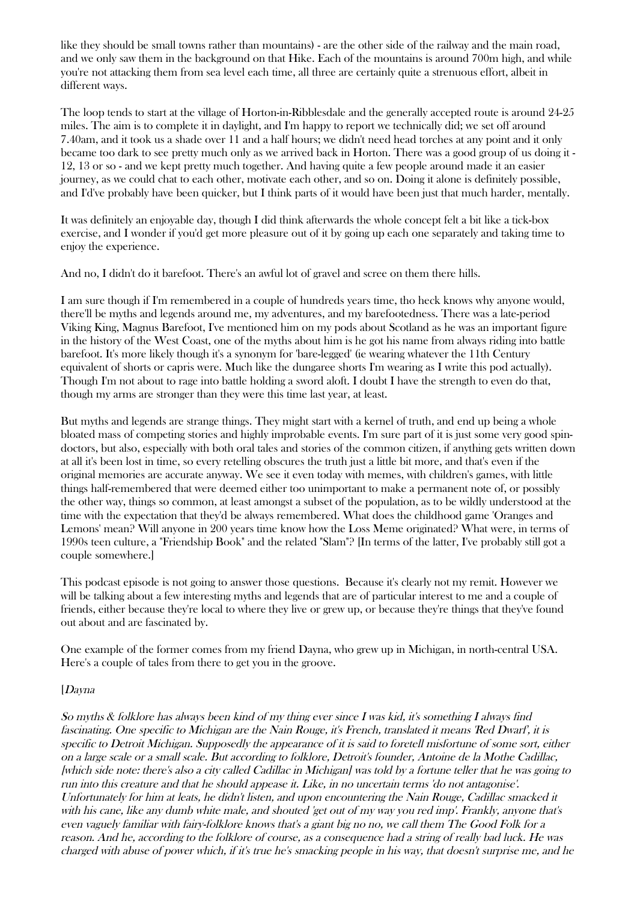like they should be small towns rather than mountains) - are the other side of the railway and the main road, and we only saw them in the background on that Hike. Each of the mountains is around 700m high, and while you're not attacking them from sea level each time, all three are certainly quite a strenuous effort, albeit in different ways.

The loop tends to start at the village of Horton-in-Ribblesdale and the generally accepted route is around 24-25 miles. The aim is to complete it in daylight, and I'm happy to report we technically did; we set off around 7.40am, and it took us a shade over 11 and a half hours; we didn't need head torches at any point and it only became too dark to see pretty much only as we arrived back in Horton. There was a good group of us doing it - 12, 13 or so - and we kept pretty much together. And having quite a few people around made it an easier journey, as we could chat to each other, motivate each other, and so on. Doing it alone is definitely possible, and I'd've probably have been quicker, but I think parts of it would have been just that much harder, mentally.

It was definitely an enjoyable day, though I did think afterwards the whole concept felt a bit like a tick-box exercise, and I wonder if you'd get more pleasure out of it by going up each one separately and taking time to enjoy the experience.

And no, I didn't do it barefoot. There's an awful lot of gravel and scree on them there hills.

I am sure though if I'm remembered in a couple of hundreds years time, tho heck knows why anyone would, there'll be myths and legends around me, my adventures, and my barefootedness. There was a late-period Viking King, Magnus Barefoot, I've mentioned him on my pods about Scotland as he was an important figure in the history of the West Coast, one of the myths about him is he got his name from always riding into battle barefoot. It's more likely though it's a synonym for 'bare-legged' (ie wearing whatever the 11th Century equivalent of shorts or capris were. Much like the dungaree shorts I'm wearing as I write this pod actually). Though I'm not about to rage into battle holding a sword aloft. I doubt I have the strength to even do that, though my arms are stronger than they were this time last year, at least.

But myths and legends are strange things. They might start with a kernel of truth, and end up being a whole bloated mass of competing stories and highly improbable events. I'm sure part of it is just some very good spin-doctors, but also, especially with both oral tales and stories of the common citizen, if anything gets written down at all it's been lost in time, so every retelling obscures the truth just a little bit more, and that's even if the original memories are accurate anyway. We see it even today with memes, with children's games, with little things half-remembered that were deemed either too unimportant to make a permanent note of, or possibly the other way, things so common, at least amongst a subset of the population, as to be wildly understood at the time with the expectation that they'd be always remembered. What does the childhood game 'Oranges and Lemons' mean? Will anyone in 200 years time know how the Loss Meme originated? What were, in terms of 1990s teen culture, a "Friendship Book" and the related "Slam"? [In terms of the latter, I've probably still got a couple somewhere.]

This podcast episode is not going to answer those questions. Because it's clearly not my remit. However we will be talking about a few interesting myths and legends that are of particular interest to me and a couple of friends, either because they're local to where they live or grew up, or because they're things that they've found out about and are fascinated by.

One example of the former comes from my friend Dayna, who grew up in Michigan, in north-central USA. Here's a couple of tales from there to get you in the groove.

[*Dayna*

*So myths & folklore has always been kind of my thing ever since I was kid, it's something I always find fascinating. One specific to Michigan are the Nain Rouge, it's French, translated it means 'Red Dwarf', it is specific to Detroit Michigan. Supposedly the appearance of it is said to foretell misfortune of some sort, either on a large scale or a small scale. But according to folklore, Detroit's founder, Antoine de la Mothe Cadillac, [which side note: there's also a city called Cadillac in Michigan] was told by a fortune teller that he was going to run into this creature and that he should appease it. Like, in no uncertain terms 'do not antagonise'. Unfortunately for him at leats, he didn't listen, and upon encountering the Nain Rouge, Cadillac smacked it with his cane, like any dumb white male, and shouted 'get out of my way you red imp'. Frankly, anyone that's even vaguely familiar with fairy-folklore knows that's a giant big no no, we call them The Good Folk for a reason. And he, according to the folklore of course, as a consequence had a string of really bad luck. He was charged with abuse of power which, if it's true he's smacking people in his way, that doesn't surprise me, and he*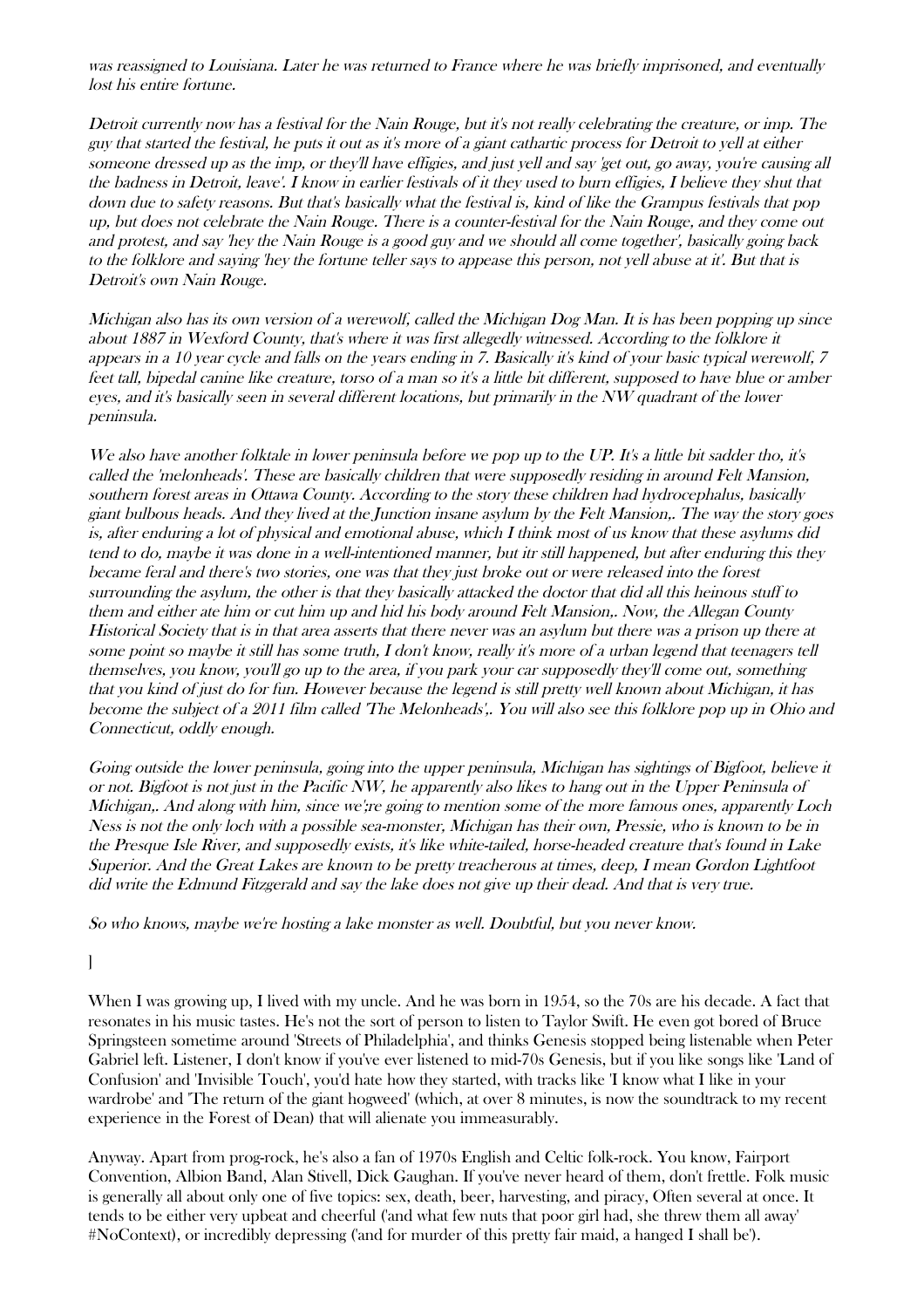*was reassigned to Louisiana. Later he was returned to France where he was briefly imprisoned, and eventually lost his entire fortune.*

*Detroit currently now has a festival for the Nain Rouge, but it's not really celebrating the creature, or imp. The guy that started the festival, he puts it out as it's more of a giant cathartic process for Detroit to yell at either someone dressed up as the imp, or they'll have effigies, and just yell and say 'get out, go away, you're causing all the badness in Detroit, leave'. I know in earlier festivals of it they used to burn effigies, I believe they shut that down due to safety reasons. But that's basically what the festival is, kind of like the Grampus festivals that pop up, but does not celebrate the Nain Rouge. There is a counter-festival for the Nain Rouge, and they come out and protest, and say 'hey the Nain Rouge is a good guy and we should all come together', basically going back to the folklore and saying 'hey the fortune teller says to appease this person, not yell abuse at it'. But that is Detroit's own Nain Rouge.*

*Michigan also has its own version of a werewolf, called the Michigan Dog Man. It is has been popping up since about 1887 in Wexford County, that's where it was first allegedly witnessed. According to the folklore it appears in a 10 year cycle and falls on the years ending in 7. Basically it's kind of your basic typical werewolf, 7 feet tall, bipedal canine like creature, torso of a man so it's a little bit different, supposed to have blue or amber eyes, and it's basically seen in several different locations, but primarily in the NW quadrant of the lower peninsula.*

*We also have another folktale in lower peninsula before we pop up to the UP. It's a little bit sadder tho, it's called the 'melonheads'. These are basically children that were supposedly residing in around Felt Mansion, southern forest areas in Ottawa County. According to the story these children had hydrocephalus, basically giant bulbous heads. And they lived at the Junction insane asylum by the Felt Mansion,. The way the story goes is, after enduring a lot of physical and emotional abuse, which I think most of us know that these asylums did tend to do, maybe it was done in a well-intentioned manner, but itr still happened, but after enduring this they became feral and there's two stories, one was that they just broke out or were released into the forest surrounding the asylum, the other is that they basically attacked the doctor that did all this heinous stuff to them and either ate him or cut him up and hid his body around Felt Mansion,. Now, the Allegan County Historical Society that is in that area asserts that there never was an asylum but there was a prison up there at some point so maybe it still has some truth, I don't know, really it's more of a urban legend that teenagers tell themselves, you know, you'll go up to the area, if you park your car supposedly they'll come out, something that you kind of just do for fun. However because the legend is still pretty well known about Michigan, it has become the subject of a 2011 film called 'The Melonheads',. You will also see this folklore pop up in Ohio and Connecticut, oddly enough.*

*Going outside the lower peninsula, going into the upper peninsula, Michigan has sightings of Bigfoot, believe it or not. Bigfoot is not just in the Pacific NW, he apparently also likes to hang out in the Upper Peninsula of Michigan,. And along with him, since we';re going to mention some of the more famous ones, apparently Loch Ness is not the only loch with a possible sea-monster, Michigan has their own, Pressie, who is known to be in the Presque Isle River, and supposedly exists, it's like white-tailed, horse-headed creature that's found in Lake Superior. And the Great Lakes are known to be pretty treacherous at times, deep, I mean Gordon Lightfoot did write the Edmund Fitzgerald and say the lake does not give up their dead. And that is very true.*

*So who knows, maybe we're hosting a lake monster as well. Doubtful, but you never know.*

]

When I was growing up, I lived with my uncle. And he was born in 1954, so the 70s are his decade. A fact that resonates in his music tastes. He's not the sort of person to listen to Taylor Swift. He even got bored of Bruce Springsteen sometime around 'Streets of Philadelphia', and thinks Genesis stopped being listenable when Peter Gabriel left. Listener, I don't know if you've ever listened to mid-70s Genesis, but if you like songs like 'Land of Confusion' and 'Invisible Touch', you'd hate how they started, with tracks like 'I know what I like in your wardrobe' and 'The return of the giant hogweed' (which, at over 8 minutes, is now the soundtrack to my recent experience in the Forest of Dean) that will alienate you immeasurably.

Anyway. Apart from prog-rock, he's also a fan of 1970s English and Celtic folk-rock. You know, Fairport Convention, Albion Band, Alan Stivell, Dick Gaughan. If you've never heard of them, don't frettle. Folk music is generally all about only one of five topics: sex, death, beer, harvesting, and piracy, Often several at once. It tends to be either very upbeat and cheerful ('and what few nuts that poor girl had, she threw them all away' #NoContext), or incredibly depressing ('and for murder of this pretty fair maid, a hanged I shall be').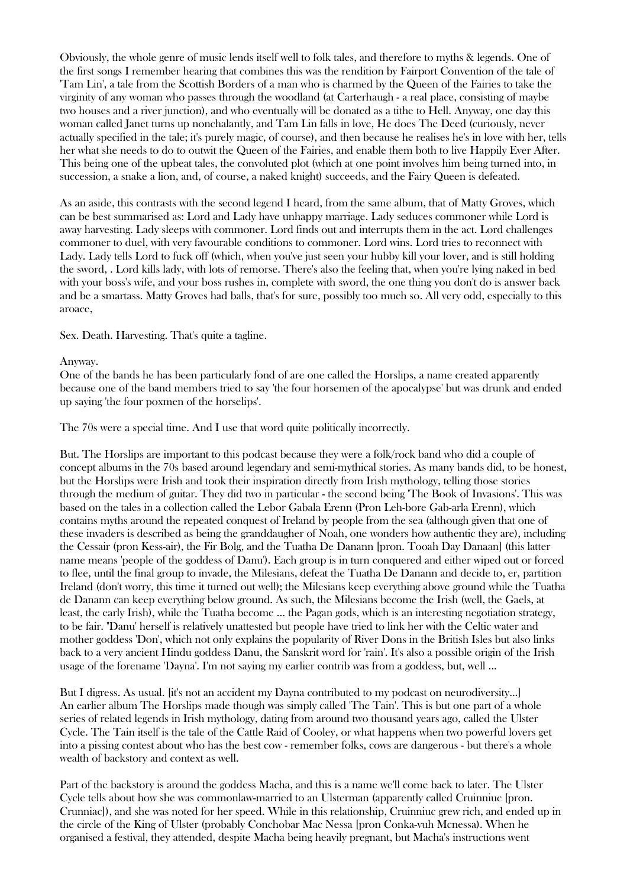Obviously, the whole genre of music lends itself well to folk tales, and therefore to myths & legends. One of the first songs I remember hearing that combines this was the rendition by Fairport Convention of the tale of 'Tam Lin', a tale from the Scottish Borders of a man who is charmed by the Queen of the Fairies to take the virginity of any woman who passes through the woodland (at Carterhaugh - a real place, consisting of maybe two houses and a river junction), and who eventually will be donated as a tithe to Hell. Anyway, one day this woman called Janet turns up nonchalantly, and Tam Lin falls in love, He does The Deed (curiously, never actually specified in the tale; it's purely magic, of course), and then because he realises he's in love with her, tells her what she needs to do to outwit the Queen of the Fairies, and enable them both to live Happily Ever After. This being one of the upbeat tales, the convoluted plot (which at one point involves him being turned into, in succession, a snake a lion, and, of course, a naked knight) succeeds, and the Fairy Queen is defeated.

As an aside, this contrasts with the second legend I heard, from the same album, that of Matty Groves, which can be best summarised as: Lord and Lady have unhappy marriage. Lady seduces commoner while Lord is away harvesting. Lady sleeps with commoner. Lord finds out and interrupts them in the act. Lord challenges commoner to duel, with very favourable conditions to commoner. Lord wins. Lord tries to reconnect with Lady. Lady tells Lord to fuck off (which, when you've just seen your hubby kill your lover, and is still holding the sword, . Lord kills lady, with lots of remorse. There's also the feeling that, when you're lying naked in bed with your boss's wife, and your boss rushes in, complete with sword, the one thing you don't do is answer back and be a smartass. Matty Groves had balls, that's for sure, possibly too much so. All very odd, especially to this aroace,

Sex. Death. Harvesting. That's quite a tagline.

Anyway.
One of the bands he has been particularly fond of are one called the Horslips, a name created apparently because one of the band members tried to say 'the four horsemen of the apocalypse' but was drunk and ended up saying 'the four poxmen of the horselips'.

The 70s were a special time. And I use that word quite politically incorrectly.

But. The Horslips are important to this podcast because they were a folk/rock band who did a couple of concept albums in the 70s based around legendary and semi-mythical stories. As many bands did, to be honest, but the Horslips were Irish and took their inspiration directly from Irish mythology, telling those stories through the medium of guitar. They did two in particular - the second being 'The Book of Invasions'. This was based on the tales in a collection called the Lebor Gabala Erenn (Pron Leh-bore Gab-arla Erenn), which contains myths around the repeated conquest of Ireland by people from the sea (although given that one of these invaders is described as being the granddaugher of Noah, one wonders how authentic they are), including the Cessair (pron Kess-air), the Fir Bolg, and the Tuatha De Danann [pron. Tooah Day Danaan] (this latter name means 'people of the goddess of Danu'). Each group is in turn conquered and either wiped out or forced to flee, until the final group to invade, the Milesians, defeat the Tuatha De Danann and decide to, er, partition Ireland (don't worry, this time it turned out well); the Milesians keep everything above ground while the Tuatha de Danann can keep everything below ground. As such, the Milesians become the Irish (well, the Gaels, at least, the early Irish), while the Tuatha become ... the Pagan gods, which is an interesting negotiation strategy, to be fair. "Danu' herself is relatively unattested but people have tried to link her with the Celtic water and mother goddess 'Don', which not only explains the popularity of River Dons in the British Isles but also links back to a very ancient Hindu goddess Danu, the Sanskrit word for 'rain'. It's also a possible origin of the Irish usage of the forename 'Dayna'. I'm not saying my earlier contrib was from a goddess, but, well ...

But I digress. As usual. [it's not an accident my Dayna contributed to my podcast on neurodiversity...]
An earlier album The Horslips made though was simply called 'The Tain'. This is but one part of a whole series of related legends in Irish mythology, dating from around two thousand years ago, called the Ulster Cycle. The Tain itself is the tale of the Cattle Raid of Cooley, or what happens when two powerful lovers get into a pissing contest about who has the best cow - remember folks, cows are dangerous - but there's a whole wealth of backstory and context as well.

Part of the backstory is around the goddess Macha, and this is a name we'll come back to later. The Ulster Cycle tells about how she was commonlaw-married to an Ulsterman (apparently called Cruinniuc [pron. Crunniac]), and she was noted for her speed. While in this relationship, Cruinniuc grew rich, and ended up in the circle of the King of Ulster (probably Conchobar Mac Nessa [pron Conka-vuh Mcnessa). When he organised a festival, they attended, despite Macha being heavily pregnant, but Macha's instructions went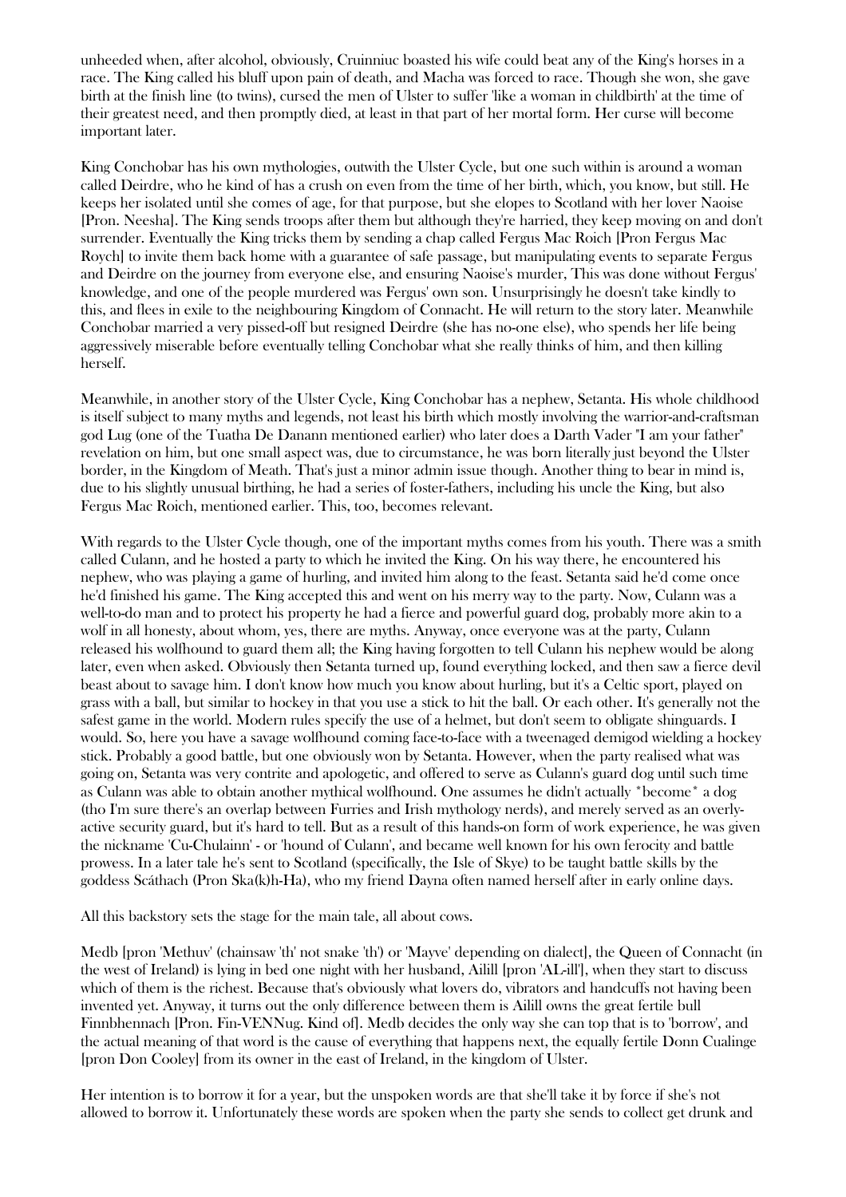unheeded when, after alcohol, obviously, Cruinniuc boasted his wife could beat any of the King's horses in a race. The King called his bluff upon pain of death, and Macha was forced to race. Though she won, she gave birth at the finish line (to twins), cursed the men of Ulster to suffer 'like a woman in childbirth' at the time of their greatest need, and then promptly died, at least in that part of her mortal form. Her curse will become important later.

King Conchobar has his own mythologies, outwith the Ulster Cycle, but one such within is around a woman called Deirdre, who he kind of has a crush on even from the time of her birth, which, you know, but still. He keeps her isolated until she comes of age, for that purpose, but she elopes to Scotland with her lover Naoise [Pron. Neesha]. The King sends troops after them but although they're harried, they keep moving on and don't surrender. Eventually the King tricks them by sending a chap called Fergus Mac Roich [Pron Fergus Mac Roych] to invite them back home with a guarantee of safe passage, but manipulating events to separate Fergus and Deirdre on the journey from everyone else, and ensuring Naoise's murder, This was done without Fergus' knowledge, and one of the people murdered was Fergus' own son. Unsurprisingly he doesn't take kindly to this, and flees in exile to the neighbouring Kingdom of Connacht. He will return to the story later. Meanwhile Conchobar married a very pissed-off but resigned Deirdre (she has no-one else), who spends her life being aggressively miserable before eventually telling Conchobar what she really thinks of him, and then killing herself.

Meanwhile, in another story of the Ulster Cycle, King Conchobar has a nephew, Setanta. His whole childhood is itself subject to many myths and legends, not least his birth which mostly involving the warrior-and-craftsman god Lug (one of the Tuatha De Danann mentioned earlier) who later does a Darth Vader "I am your father" revelation on him, but one small aspect was, due to circumstance, he was born literally just beyond the Ulster border, in the Kingdom of Meath. That's just a minor admin issue though. Another thing to bear in mind is, due to his slightly unusual birthing, he had a series of foster-fathers, including his uncle the King, but also Fergus Mac Roich, mentioned earlier. This, too, becomes relevant.

With regards to the Ulster Cycle though, one of the important myths comes from his youth. There was a smith called Culann, and he hosted a party to which he invited the King. On his way there, he encountered his nephew, who was playing a game of hurling, and invited him along to the feast. Setanta said he'd come once he'd finished his game. The King accepted this and went on his merry way to the party. Now, Culann was a well-to-do man and to protect his property he had a fierce and powerful guard dog, probably more akin to a wolf in all honesty, about whom, yes, there are myths. Anyway, once everyone was at the party, Culann released his wolfhound to guard them all; the King having forgotten to tell Culann his nephew would be along later, even when asked. Obviously then Setanta turned up, found everything locked, and then saw a fierce devil beast about to savage him. I don't know how much you know about hurling, but it's a Celtic sport, played on grass with a ball, but similar to hockey in that you use a stick to hit the ball. Or each other. It's generally not the safest game in the world. Modern rules specify the use of a helmet, but don't seem to obligate shinguards. I would. So, here you have a savage wolfhound coming face-to-face with a tweenaged demigod wielding a hockey stick. Probably a good battle, but one obviously won by Setanta. However, when the party realised what was going on, Setanta was very contrite and apologetic, and offered to serve as Culann's guard dog until such time as Culann was able to obtain another mythical wolfhound. One assumes he didn't actually *become* a dog (tho I'm sure there's an overlap between Furries and Irish mythology nerds), and merely served as an overly-active security guard, but it's hard to tell. But as a result of this hands-on form of work experience, he was given the nickname 'Cu-Chulainn' - or 'hound of Culann', and became well known for his own ferocity and battle prowess. In a later tale he's sent to Scotland (specifically, the Isle of Skye) to be taught battle skills by the goddess Scáthach (Pron Ska(k)h-Ha), who my friend Dayna often named herself after in early online days.

All this backstory sets the stage for the main tale, all about cows.

Medb [pron 'Methuv' (chainsaw 'th' not snake 'th') or 'Mayve' depending on dialect], the Queen of Connacht (in the west of Ireland) is lying in bed one night with her husband, Ailill [pron 'AL-ill'], when they start to discuss which of them is the richest. Because that's obviously what lovers do, vibrators and handcuffs not having been invented yet. Anyway, it turns out the only difference between them is Ailill owns the great fertile bull Finnbhennach [Pron. Fin-VENNug. Kind of]. Medb decides the only way she can top that is to 'borrow', and the actual meaning of that word is the cause of everything that happens next, the equally fertile Donn Cualinge [pron Don Cooley] from its owner in the east of Ireland, in the kingdom of Ulster.

Her intention is to borrow it for a year, but the unspoken words are that she'll take it by force if she's not allowed to borrow it. Unfortunately these words are spoken when the party she sends to collect get drunk and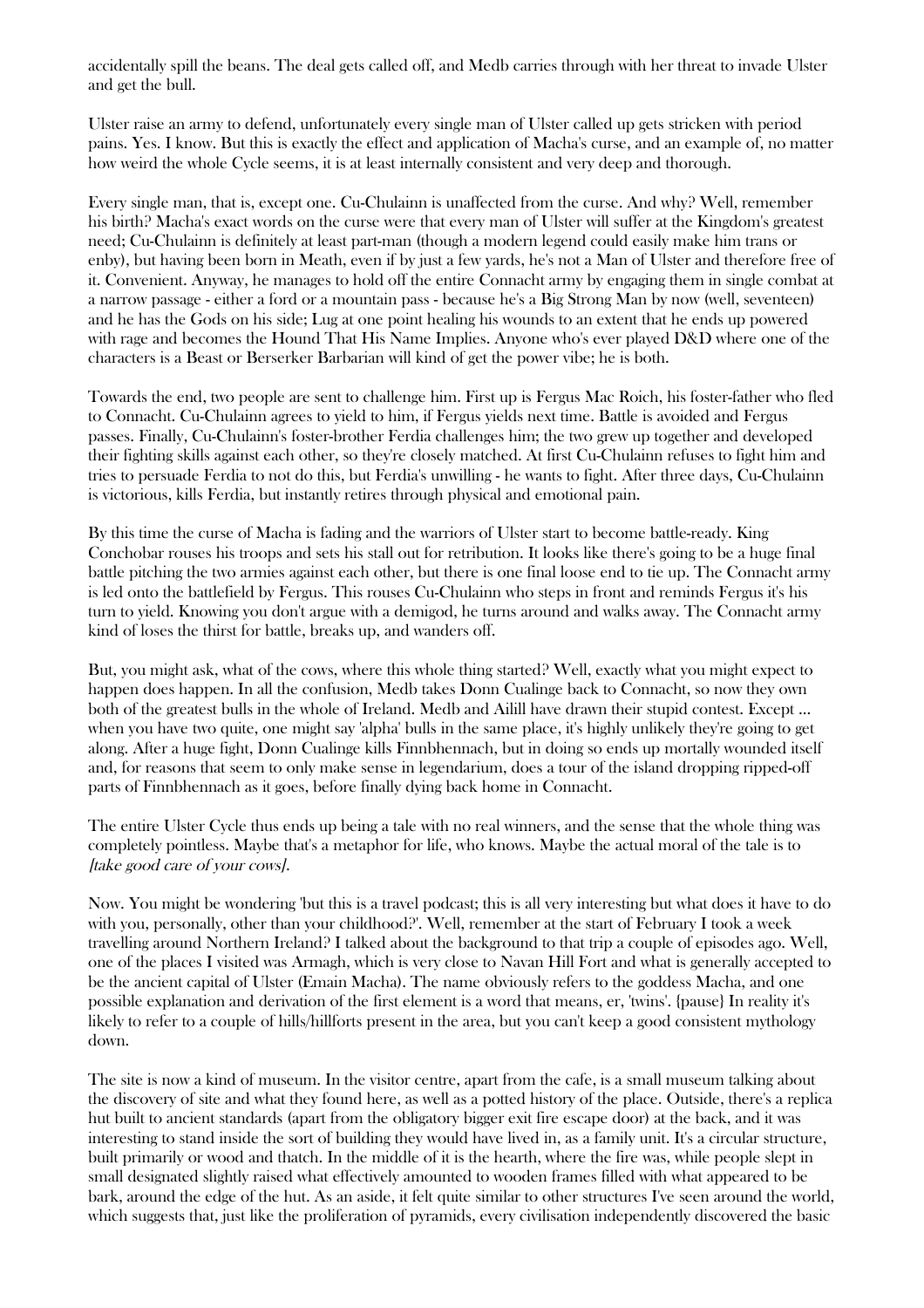accidentally spill the beans. The deal gets called off, and Medb carries through with her threat to invade Ulster and get the bull.

Ulster raise an army to defend, unfortunately every single man of Ulster called up gets stricken with period pains. Yes. I know. But this is exactly the effect and application of Macha's curse, and an example of, no matter how weird the whole Cycle seems, it is at least internally consistent and very deep and thorough.

Every single man, that is, except one. Cu-Chulainn is unaffected from the curse. And why? Well, remember his birth? Macha's exact words on the curse were that every man of Ulster will suffer at the Kingdom's greatest need; Cu-Chulainn is definitely at least part-man (though a modern legend could easily make him trans or enby), but having been born in Meath, even if by just a few yards, he's not a Man of Ulster and therefore free of it. Convenient. Anyway, he manages to hold off the entire Connacht army by engaging them in single combat at a narrow passage - either a ford or a mountain pass - because he's a Big Strong Man by now (well, seventeen) and he has the Gods on his side; Lug at one point healing his wounds to an extent that he ends up powered with rage and becomes the Hound That His Name Implies. Anyone who's ever played D&D where one of the characters is a Beast or Berserker Barbarian will kind of get the power vibe; he is both.

Towards the end, two people are sent to challenge him. First up is Fergus Mac Roich, his foster-father who fled to Connacht. Cu-Chulainn agrees to yield to him, if Fergus yields next time. Battle is avoided and Fergus passes. Finally, Cu-Chulainn's foster-brother Ferdia challenges him; the two grew up together and developed their fighting skills against each other, so they're closely matched. At first Cu-Chulainn refuses to fight him and tries to persuade Ferdia to not do this, but Ferdia's unwilling - he wants to fight. After three days, Cu-Chulainn is victorious, kills Ferdia, but instantly retires through physical and emotional pain.

By this time the curse of Macha is fading and the warriors of Ulster start to become battle-ready. King Conchobar rouses his troops and sets his stall out for retribution. It looks like there's going to be a huge final battle pitching the two armies against each other, but there is one final loose end to tie up. The Connacht army is led onto the battlefield by Fergus. This rouses Cu-Chulainn who steps in front and reminds Fergus it's his turn to yield. Knowing you don't argue with a demigod, he turns around and walks away. The Connacht army kind of loses the thirst for battle, breaks up, and wanders off.

But, you might ask, what of the cows, where this whole thing started? Well, exactly what you might expect to happen does happen. In all the confusion, Medb takes Donn Cualinge back to Connacht, so now they own both of the greatest bulls in the whole of Ireland. Medb and Ailill have drawn their stupid contest. Except ... when you have two quite, one might say 'alpha' bulls in the same place, it's highly unlikely they're going to get along. After a huge fight, Donn Cualinge kills Finnbhennach, but in doing so ends up mortally wounded itself and, for reasons that seem to only make sense in legendarium, does a tour of the island dropping ripped-off parts of Finnbhennach as it goes, before finally dying back home in Connacht.

The entire Ulster Cycle thus ends up being a tale with no real winners, and the sense that the whole thing was completely pointless. Maybe that's a metaphor for life, who knows. Maybe the actual moral of the tale is to *[take good care of your cows]*.

Now. You might be wondering 'but this is a travel podcast; this is all very interesting but what does it have to do with you, personally, other than your childhood?'. Well, remember at the start of February I took a week travelling around Northern Ireland? I talked about the background to that trip a couple of episodes ago. Well, one of the places I visited was Armagh, which is very close to Navan Hill Fort and what is generally accepted to be the ancient capital of Ulster (Emain Macha). The name obviously refers to the goddess Macha, and one possible explanation and derivation of the first element is a word that means, er, 'twins'. {pause} In reality it's likely to refer to a couple of hills/hillforts present in the area, but you can't keep a good consistent mythology down.

The site is now a kind of museum. In the visitor centre, apart from the cafe, is a small museum talking about the discovery of site and what they found here, as well as a potted history of the place. Outside, there's a replica hut built to ancient standards (apart from the obligatory bigger exit fire escape door) at the back, and it was interesting to stand inside the sort of building they would have lived in, as a family unit. It's a circular structure, built primarily or wood and thatch. In the middle of it is the hearth, where the fire was, while people slept in small designated slightly raised what effectively amounted to wooden frames filled with what appeared to be bark, around the edge of the hut. As an aside, it felt quite similar to other structures I've seen around the world, which suggests that, just like the proliferation of pyramids, every civilisation independently discovered the basic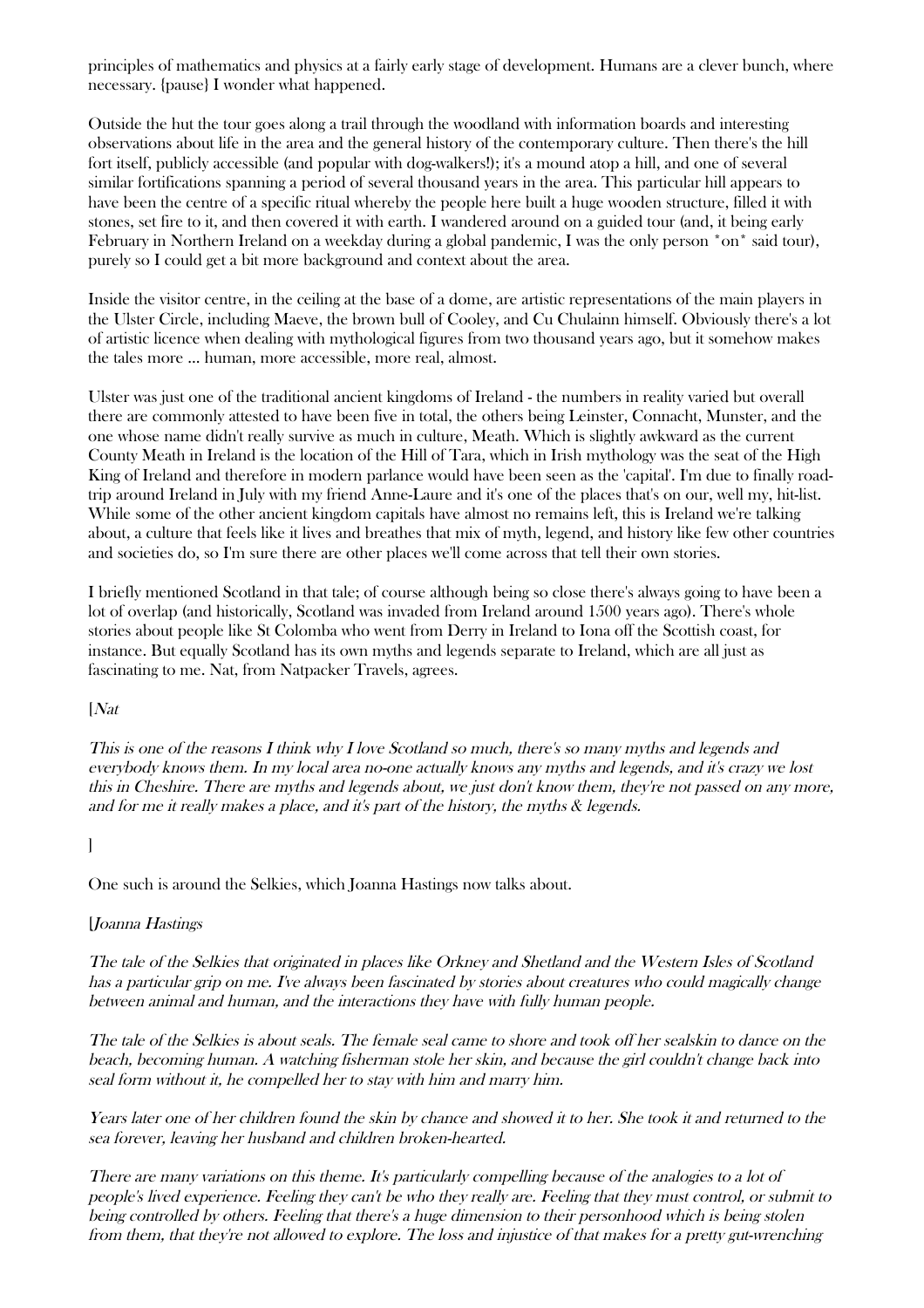principles of mathematics and physics at a fairly early stage of development. Humans are a clever bunch, where necessary. {pause} I wonder what happened.

Outside the hut the tour goes along a trail through the woodland with information boards and interesting observations about life in the area and the general history of the contemporary culture. Then there's the hill fort itself, publicly accessible (and popular with dog-walkers!); it's a mound atop a hill, and one of several similar fortifications spanning a period of several thousand years in the area. This particular hill appears to have been the centre of a specific ritual whereby the people here built a huge wooden structure, filled it with stones, set fire to it, and then covered it with earth. I wandered around on a guided tour (and, it being early February in Northern Ireland on a weekday during a global pandemic, I was the only person *on* said tour), purely so I could get a bit more background and context about the area.

Inside the visitor centre, in the ceiling at the base of a dome, are artistic representations of the main players in the Ulster Circle, including Maeve, the brown bull of Cooley, and Cu Chulainn himself. Obviously there's a lot of artistic licence when dealing with mythological figures from two thousand years ago, but it somehow makes the tales more ... human, more accessible, more real, almost.

Ulster was just one of the traditional ancient kingdoms of Ireland - the numbers in reality varied but overall there are commonly attested to have been five in total, the others being Leinster, Connacht, Munster, and the one whose name didn't really survive as much in culture, Meath. Which is slightly awkward as the current County Meath in Ireland is the location of the Hill of Tara, which in Irish mythology was the seat of the High King of Ireland and therefore in modern parlance would have been seen as the 'capital'. I'm due to finally road-trip around Ireland in July with my friend Anne-Laure and it's one of the places that's on our, well my, hit-list. While some of the other ancient kingdom capitals have almost no remains left, this is Ireland we're talking about, a culture that feels like it lives and breathes that mix of myth, legend, and history like few other countries and societies do, so I'm sure there are other places we'll come across that tell their own stories.

I briefly mentioned Scotland in that tale; of course although being so close there's always going to have been a lot of overlap (and historically, Scotland was invaded from Ireland around 1500 years ago). There's whole stories about people like St Colomba who went from Derry in Ireland to Iona off the Scottish coast, for instance. But equally Scotland has its own myths and legends separate to Ireland, which are all just as fascinating to me. Nat, from Natpacker Travels, agrees.

[*Nat*

*This is one of the reasons I think why I love Scotland so much, there's so many myths and legends and everybody knows them. In my local area no-one actually knows any myths and legends, and it's crazy we lost this in Cheshire. There are myths and legends about, we just don't know them, they're not passed on any more, and for me it really makes a place, and it's part of the history, the myths & legends.*

]

One such is around the Selkies, which Joanna Hastings now talks about.

[*Joanna Hastings*

*The tale of the Selkies that originated in places like Orkney and Shetland and the Western Isles of Scotland has a particular grip on me. I've always been fascinated by stories about creatures who could magically change between animal and human, and the interactions they have with fully human people.*

*The tale of the Selkies is about seals. The female seal came to shore and took off her sealskin to dance on the beach, becoming human. A watching fisherman stole her skin, and because the girl couldn't change back into seal form without it, he compelled her to stay with him and marry him.*

*Years later one of her children found the skin by chance and showed it to her. She took it and returned to the sea forever, leaving her husband and children broken-hearted.*

*There are many variations on this theme. It's particularly compelling because of the analogies to a lot of people's lived experience. Feeling they can't be who they really are. Feeling that they must control, or submit to being controlled by others. Feeling that there's a huge dimension to their personhood which is being stolen from them, that they're not allowed to explore. The loss and injustice of that makes for a pretty gut-wrenching*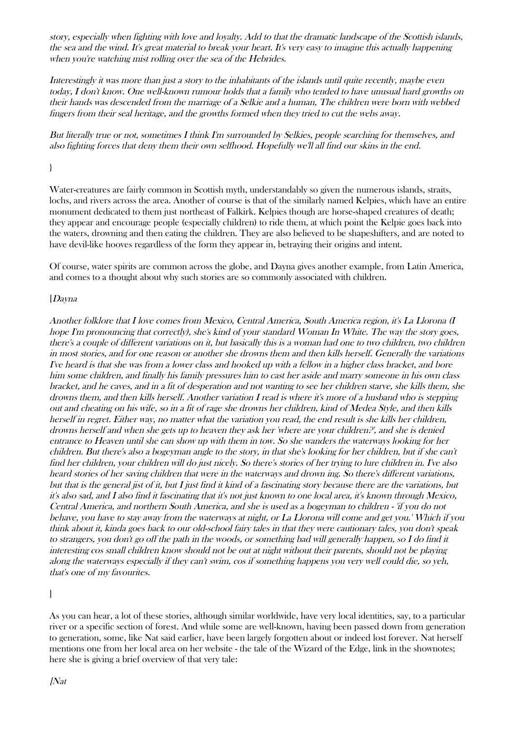*story, especially when fighting with love and loyalty. Add to that the dramatic landscape of the Scottish islands, the sea and the wind. It's great material to break your heart. It's very easy to imagine this actually happening when you're watching mist rolling over the sea of the Hebrides.*

*Interestingly it was more than just a story to the inhabitants of the islands until quite recently, maybe even today, I don't know. One well-known rumour holds that a family who tended to have unusual hard growths on their hands was descended from the marriage of a Selkie and a human, The children were born with webbed fingers from their seal heritage, and the growths formed when they tried to cut the webs away.*

*But literally true or not, sometimes I think I'm surrounded by Selkies, people searching for themselves, and also fighting forces that deny them their own selfhood. Hopefully we'll all find our skins in the end.*

}

Water-creatures are fairly common in Scottish myth, understandably so given the numerous islands, straits, lochs, and rivers across the area. Another of course is that of the similarly named Kelpies, which have an entire monument dedicated to them just northeast of Falkirk. Kelpies though are horse-shaped creatures of death; they appear and encourage people (especially children) to ride them, at which point the Kelpie goes back into the waters, drowning and then eating the children. They are also believed to be shapeshifters, and are noted to have devil-like hooves regardless of the form they appear in, betraying their origins and intent.

Of course, water spirits are common across the globe, and Dayna gives another example, from Latin America, and comes to a thought about why such stories are so commonly associated with children.

[*Dayna*

*Another folklore that I love comes from Mexico, Central America, South America region, it's La Llorona (I hope I'm pronouncing that correctly), she's kind of your standard Woman In White. The way the story goes, there's a couple of different variations on it, but basically this is a woman had one to two children, two children in most stories, and for one reason or another she drowns them and then kills herself. Generally the variations I've heard is that she was from a lower class and hooked up with a fellow in a higher class bracket, and bore him some children, and finally his family pressures him to cast her aside and marry someone in his own class bracket, and he caves, and in a fit of desperation and not wanting to see her children starve, she kills them, she drowns them, and then kills herself. Another variation I read is where it's more of a husband who is stepping out and cheating on his wife, so in a fit of rage she drowns her children, kind of Medea Style, and then kills herself in regret. Either way, no matter what the variation you read, the end result is she kills her children, drowns herself and when she gets up to heaven they ask her 'where are your children?', and she is denied entrance to Heaven until she can show up with them in tow. So she wanders the waterways looking for her children. But there's also a bogeyman angle to the story, in that she's looking for her children, but if she can't find her children, your children will do just nicely. So there's stories of her trying to lure children in. I've also heard stories of her saving children that were in the waterways and drown ing. So there's different variations, but that is the general jist of it, but I just find it kind of a fascinating story because there are the variations, but it's also sad, and I also find it fascinating that it's not just known to one local area, it's known through Mexico, Central America, and northern South America, and she is used as a bogeyman to children - 'if you do not behave, you have to stay away from the waterways at night, or La Llorona will come and get you.' Which if you think about it, kinda goes back to our old-school fairy tales in that they were cautionary tales, you don't speak to strangers, you don't go off the path in the woods, or something bad will generally happen, so I do find it interesting cos small children know should not be out at night without their parents, should not be playing along the waterways especially if they can't swim, cos if something happens you very well could die, so yeh, that's one of my favourites.*

]

As you can hear, a lot of these stories, although similar worldwide, have very local identities, say, to a particular river or a specific section of forest. And while some are well-known, having been passed down from generation to generation, some, like Nat said earlier, have been largely forgotten about or indeed lost forever. Nat herself mentions one from her local area on her website - the tale of the Wizard of the Edge, link in the shownotes; here she is giving a brief overview of that very tale:

[*Nat*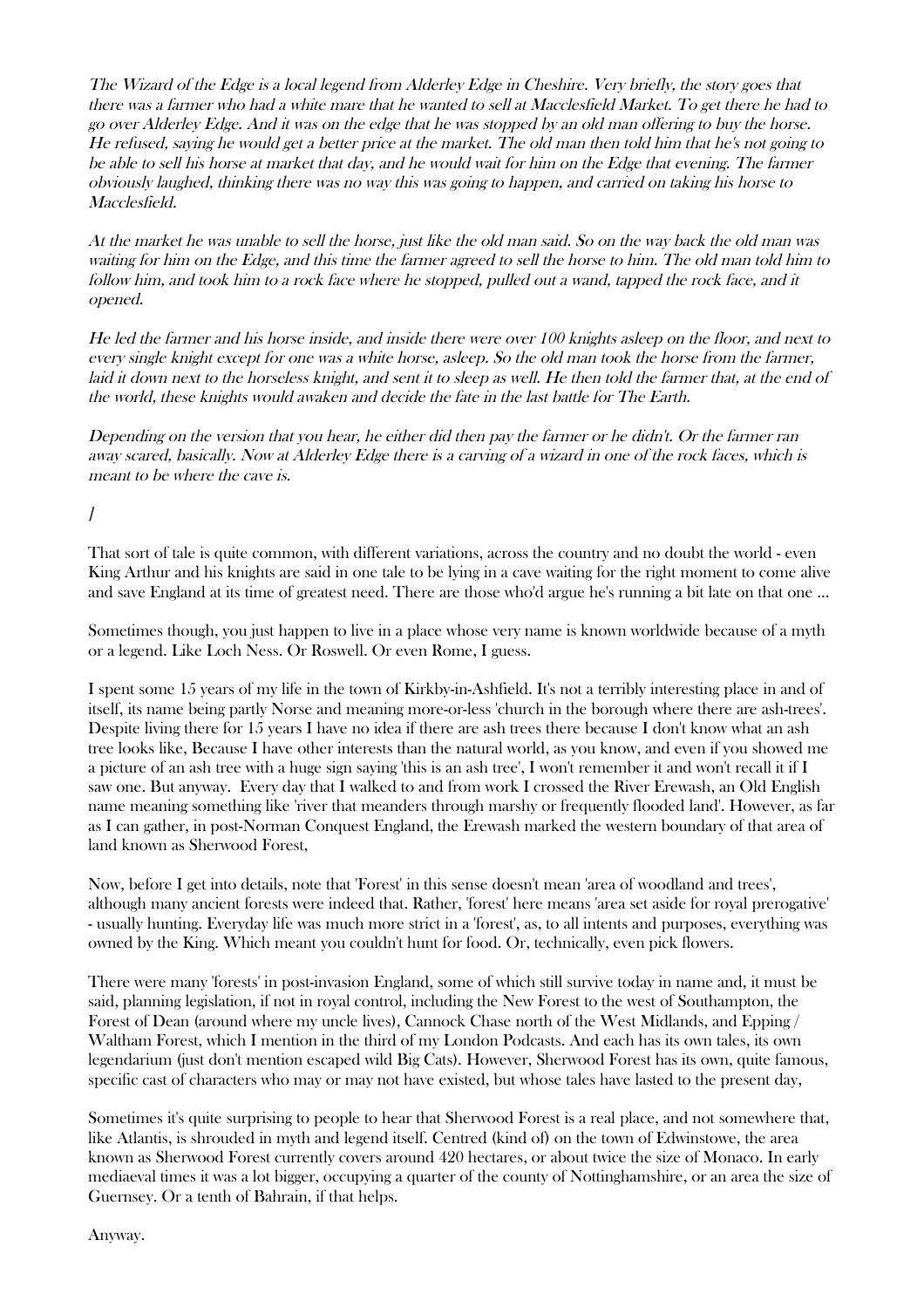*The Wizard of the Edge is a local legend from Alderley Edge in Cheshire. Very briefly, the story goes that there was a farmer who had a white mare that he wanted to sell at Macclesfield Market. To get there he had to go over Alderley Edge. And it was on the edge that he was stopped by an old man offering to buy the horse. He refused, saying he would get a better price at the market. The old man then told him that he's not going to be able to sell his horse at market that day, and he would wait for him on the Edge that evening. The farmer obviously laughed, thinking there was no way this was going to happen, and carried on taking his horse to Macclesfield.*

*At the market he was unable to sell the horse, just like the old man said. So on the way back the old man was waiting for him on the Edge, and this time the farmer agreed to sell the horse to him. The old man told him to follow him, and took him to a rock face where he stopped, pulled out a wand, tapped the rock face, and it opened.*

*He led the farmer and his horse inside, and inside there were over 100 knights asleep on the floor, and next to every single knight except for one was a white horse, asleep. So the old man took the horse from the farmer, laid it down next to the horseless knight, and sent it to sleep as well. He then told the farmer that, at the end of the world, these knights would awaken and decide the fate in the last battle for The Earth.*

*Depending on the version that you hear, he either did then pay the farmer or he didn't. Or the farmer ran away scared, basically. Now at Alderley Edge there is a carving of a wizard in one of the rock faces, which is meant to be where the cave is.*

*]*

That sort of tale is quite common, with different variations, across the country and no doubt the world - even King Arthur and his knights are said in one tale to be lying in a cave waiting for the right moment to come alive and save England at its time of greatest need. There are those who'd argue he's running a bit late on that one ...

Sometimes though, you just happen to live in a place whose very name is known worldwide because of a myth or a legend. Like Loch Ness. Or Roswell. Or even Rome, I guess.

I spent some 15 years of my life in the town of Kirkby-in-Ashfield. It's not a terribly interesting place in and of itself, its name being partly Norse and meaning more-or-less 'church in the borough where there are ash-trees'. Despite living there for 15 years I have no idea if there are ash trees there because I don't know what an ash tree looks like, Because I have other interests than the natural world, as you know, and even if you showed me a picture of an ash tree with a huge sign saying 'this is an ash tree', I won't remember it and won't recall it if I saw one. But anyway. Every day that I walked to and from work I crossed the River Erewash, an Old English name meaning something like 'river that meanders through marshy or frequently flooded land'. However, as far as I can gather, in post-Norman Conquest England, the Erewash marked the western boundary of that area of land known as Sherwood Forest,

Now, before I get into details, note that 'Forest' in this sense doesn't mean 'area of woodland and trees', although many ancient forests were indeed that. Rather, 'forest' here means 'area set aside for royal prerogative' - usually hunting. Everyday life was much more strict in a 'forest', as, to all intents and purposes, everything was owned by the King. Which meant you couldn't hunt for food. Or, technically, even pick flowers.

There were many 'forests' in post-invasion England, some of which still survive today in name and, it must be said, planning legislation, if not in royal control, including the New Forest to the west of Southampton, the Forest of Dean (around where my uncle lives), Cannock Chase north of the West Midlands, and Epping / Waltham Forest, which I mention in the third of my London Podcasts. And each has its own tales, its own legendarium (just don't mention escaped wild Big Cats). However, Sherwood Forest has its own, quite famous, specific cast of characters who may or may not have existed, but whose tales have lasted to the present day,

Sometimes it's quite surprising to people to hear that Sherwood Forest is a real place, and not somewhere that, like Atlantis, is shrouded in myth and legend itself. Centred (kind of) on the town of Edwinstowe, the area known as Sherwood Forest currently covers around 420 hectares, or about twice the size of Monaco. In early mediaeval times it was a lot bigger, occupying a quarter of the county of Nottinghamshire, or an area the size of Guernsey. Or a tenth of Bahrain, if that helps.

Anyway.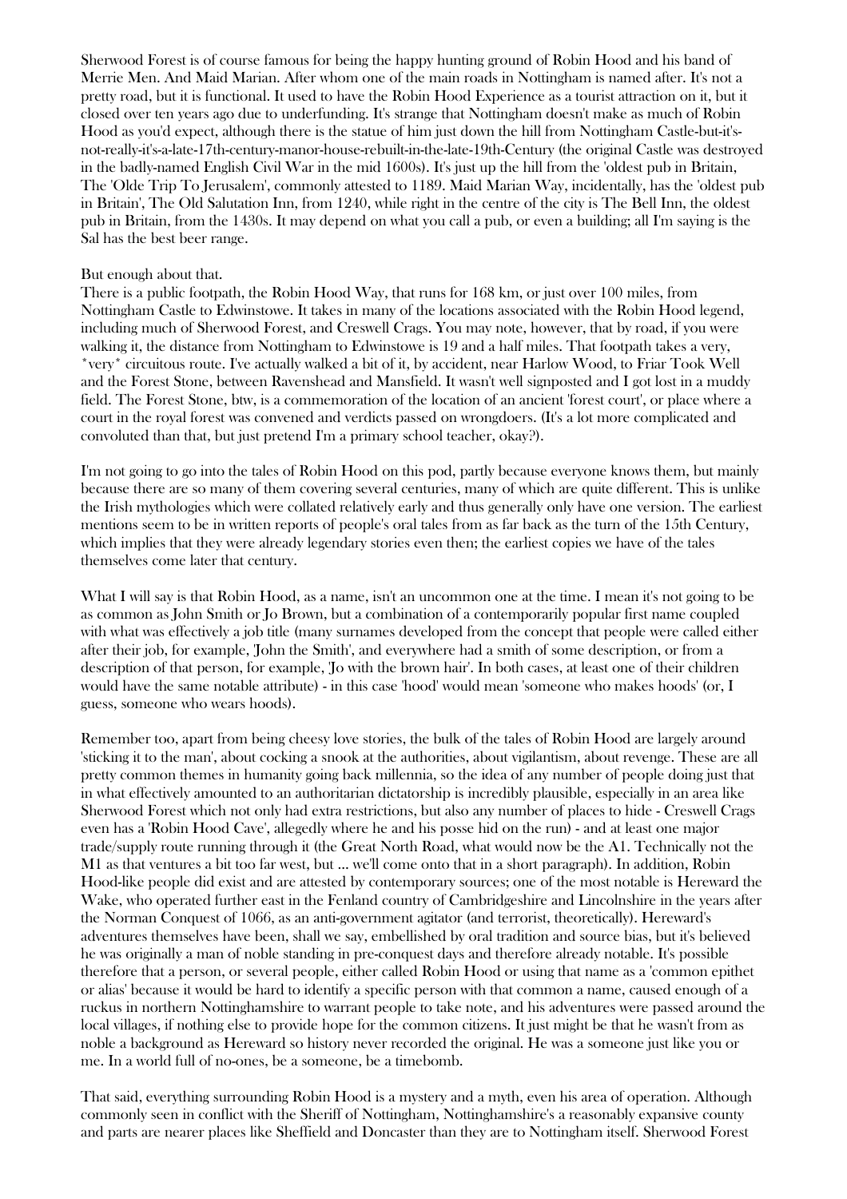Sherwood Forest is of course famous for being the happy hunting ground of Robin Hood and his band of Merrie Men. And Maid Marian. After whom one of the main roads in Nottingham is named after. It's not a pretty road, but it is functional. It used to have the Robin Hood Experience as a tourist attraction on it, but it closed over ten years ago due to underfunding. It's strange that Nottingham doesn't make as much of Robin Hood as you'd expect, although there is the statue of him just down the hill from Nottingham Castle-but-it's-not-really-it's-a-late-17th-century-manor-house-rebuilt-in-the-late-19th-Century (the original Castle was destroyed in the badly-named English Civil War in the mid 1600s). It's just up the hill from the 'oldest pub in Britain, The 'Olde Trip To Jerusalem', commonly attested to 1189. Maid Marian Way, incidentally, has the 'oldest pub in Britain', The Old Salutation Inn, from 1240, while right in the centre of the city is The Bell Inn, the oldest pub in Britain, from the 1430s. It may depend on what you call a pub, or even a building; all I'm saying is the Sal has the best beer range.

But enough about that.
There is a public footpath, the Robin Hood Way, that runs for 168 km, or just over 100 miles, from Nottingham Castle to Edwinstowe. It takes in many of the locations associated with the Robin Hood legend, including much of Sherwood Forest, and Creswell Crags. You may note, however, that by road, if you were walking it, the distance from Nottingham to Edwinstowe is 19 and a half miles. That footpath takes a very, *very* circuitous route. I've actually walked a bit of it, by accident, near Harlow Wood, to Friar Took Well and the Forest Stone, between Ravenshead and Mansfield. It wasn't well signposted and I got lost in a muddy field. The Forest Stone, btw, is a commemoration of the location of an ancient 'forest court', or place where a court in the royal forest was convened and verdicts passed on wrongdoers. (It's a lot more complicated and convoluted than that, but just pretend I'm a primary school teacher, okay?).

I'm not going to go into the tales of Robin Hood on this pod, partly because everyone knows them, but mainly because there are so many of them covering several centuries, many of which are quite different. This is unlike the Irish mythologies which were collated relatively early and thus generally only have one version. The earliest mentions seem to be in written reports of people's oral tales from as far back as the turn of the 15th Century, which implies that they were already legendary stories even then; the earliest copies we have of the tales themselves come later that century.

What I will say is that Robin Hood, as a name, isn't an uncommon one at the time. I mean it's not going to be as common as John Smith or Jo Brown, but a combination of a contemporarily popular first name coupled with what was effectively a job title (many surnames developed from the concept that people were called either after their job, for example, 'John the Smith', and everywhere had a smith of some description, or from a description of that person, for example, 'Jo with the brown hair'. In both cases, at least one of their children would have the same notable attribute) - in this case 'hood' would mean 'someone who makes hoods' (or, I guess, someone who wears hoods).

Remember too, apart from being cheesy love stories, the bulk of the tales of Robin Hood are largely around 'sticking it to the man', about cocking a snook at the authorities, about vigilantism, about revenge. These are all pretty common themes in humanity going back millennia, so the idea of any number of people doing just that in what effectively amounted to an authoritarian dictatorship is incredibly plausible, especially in an area like Sherwood Forest which not only had extra restrictions, but also any number of places to hide - Creswell Crags even has a 'Robin Hood Cave', allegedly where he and his posse hid on the run) - and at least one major trade/supply route running through it (the Great North Road, what would now be the A1. Technically not the M1 as that ventures a bit too far west, but ... we'll come onto that in a short paragraph). In addition, Robin Hood-like people did exist and are attested by contemporary sources; one of the most notable is Hereward the Wake, who operated further east in the Fenland country of Cambridgeshire and Lincolnshire in the years after the Norman Conquest of 1066, as an anti-government agitator (and terrorist, theoretically). Hereward's adventures themselves have been, shall we say, embellished by oral tradition and source bias, but it's believed he was originally a man of noble standing in pre-conquest days and therefore already notable. It's possible therefore that a person, or several people, either called Robin Hood or using that name as a 'common epithet or alias' because it would be hard to identify a specific person with that common a name, caused enough of a ruckus in northern Nottinghamshire to warrant people to take note, and his adventures were passed around the local villages, if nothing else to provide hope for the common citizens. It just might be that he wasn't from as noble a background as Hereward so history never recorded the original. He was a someone just like you or me. In a world full of no-ones, be a someone, be a timebomb.

That said, everything surrounding Robin Hood is a mystery and a myth, even his area of operation. Although commonly seen in conflict with the Sheriff of Nottingham, Nottinghamshire's a reasonably expansive county and parts are nearer places like Sheffield and Doncaster than they are to Nottingham itself. Sherwood Forest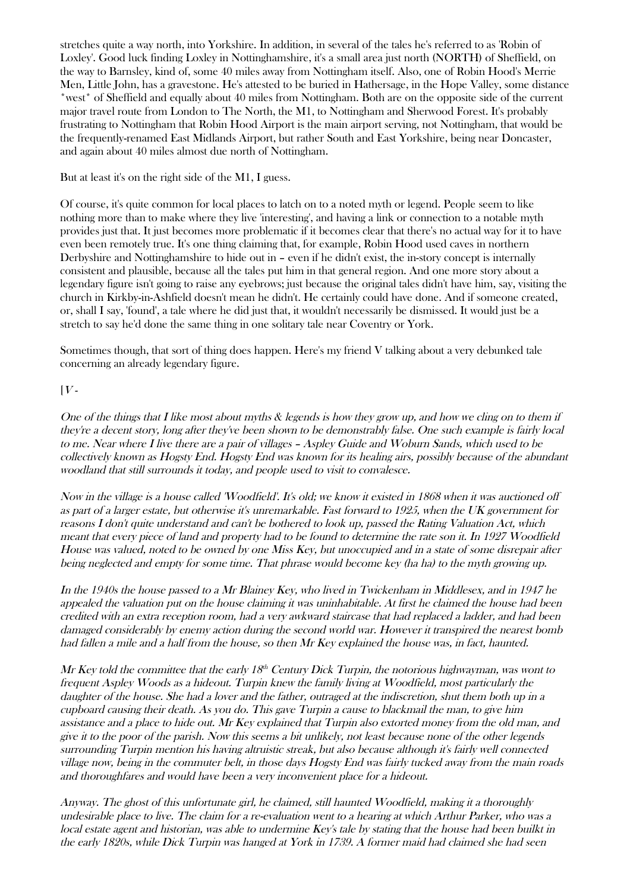stretches quite a way north, into Yorkshire. In addition, in several of the tales he's referred to as 'Robin of Loxley'. Good luck finding Loxley in Nottinghamshire, it's a small area just north (NORTH) of Sheffield, on the way to Barnsley, kind of, some 40 miles away from Nottingham itself. Also, one of Robin Hood's Merrie Men, Little John, has a gravestone. He's attested to be buried in Hathersage, in the Hope Valley, some distance *west* of Sheffield and equally about 40 miles from Nottingham. Both are on the opposite side of the current major travel route from London to The North, the M1, to Nottingham and Sherwood Forest. It's probably frustrating to Nottingham that Robin Hood Airport is the main airport serving, not Nottingham, that would be the frequently-renamed East Midlands Airport, but rather South and East Yorkshire, being near Doncaster, and again about 40 miles almost due north of Nottingham.

But at least it's on the right side of the M1, I guess.

Of course, it's quite common for local places to latch on to a noted myth or legend. People seem to like nothing more than to make where they live 'interesting', and having a link or connection to a notable myth provides just that. It just becomes more problematic if it becomes clear that there's no actual way for it to have even been remotely true. It's one thing claiming that, for example, Robin Hood used caves in northern Derbyshire and Nottinghamshire to hide out in – even if he didn't exist, the in-story concept is internally consistent and plausible, because all the tales put him in that general region. And one more story about a legendary figure isn't going to raise any eyebrows; just because the original tales didn't have him, say, visiting the church in Kirkby-in-Ashfield doesn't mean he didn't. He certainly could have done. And if someone created, or, shall I say, 'found', a tale where he did just that, it wouldn't necessarily be dismissed. It would just be a stretch to say he'd done the same thing in one solitary tale near Coventry or York.

Sometimes though, that sort of thing does happen. Here's my friend V talking about a very debunked tale concerning an already legendary figure.

*[V -*

*One of the things that I like most about myths & legends is how they grow up, and how we cling on to them if they're a decent story, long after they've been shown to be demonstrably false. One such example is fairly local to me. Near where I live there are a pair of villages – Aspley Guide and Woburn Sands, which used to be collectively known as Hogsty End. Hogsty End was known for its healing airs, possibly because of the abundant woodland that still surrounds it today, and people used to visit to convalesce.*

*Now in the village is a house called 'Woodfield'. It's old; we know it existed in 1868 when it was auctioned off as part of a larger estate, but otherwise it's unremarkable. Fast forward to 1925, when the UK government for reasons I don't quite understand and can't be bothered to look up, passed the Rating Valuation Act, which meant that every piece of land and property had to be found to determine the rate son it. In 1927 Woodfield House was valued, noted to be owned by one Miss Key, but unoccupied and in a state of some disrepair after being neglected and empty for some time. That phrase would become key (ha ha) to the myth growing up.*

*In the 1940s the house passed to a Mr Blainey Key, who lived in Twickenham in Middlesex, and in 1947 he appealed the valuation put on the house claiming it was uninhabitable. At first he claimed the house had been credited with an extra reception room, had a very awkward staircase that had replaced a ladder, and had been damaged considerably by enemy action during the second world war. However it transpired the nearest bomb had fallen a mile and a half from the house, so then Mr Key explained the house was, in fact, haunted.*

*Mr Key told the committee that the early 18th Century Dick Turpin, the notorious highwayman, was wont to frequent Aspley Woods as a hideout. Turpin knew the family living at Woodfield, most particularly the daughter of the house. She had a lover and the father, outraged at the indiscretion, shut them both up in a cupboard causing their death. As you do. This gave Turpin a cause to blackmail the man, to give him assistance and a place to hide out. Mr Key explained that Turpin also extorted money from the old man, and give it to the poor of the parish. Now this seems a bit unlikely, not least because none of the other legends surrounding Turpin mention his having altruistic streak, but also because although it's fairly well connected village now, being in the commuter belt, in those days Hogsty End was fairly tucked away from the main roads and thoroughfares and would have been a very inconvenient place for a hideout.*

*Anyway. The ghost of this unfortunate girl, he claimed, still haunted Woodfield, making it a thoroughly undesirable place to live. The claim for a re-evaluation went to a hearing at which Arthur Parker, who was a local estate agent and historian, was able to undermine Key's tale by stating that the house had been builkt in the early 1820s, while Dick Turpin was hanged at York in 1739. A former maid had claimed she had seen*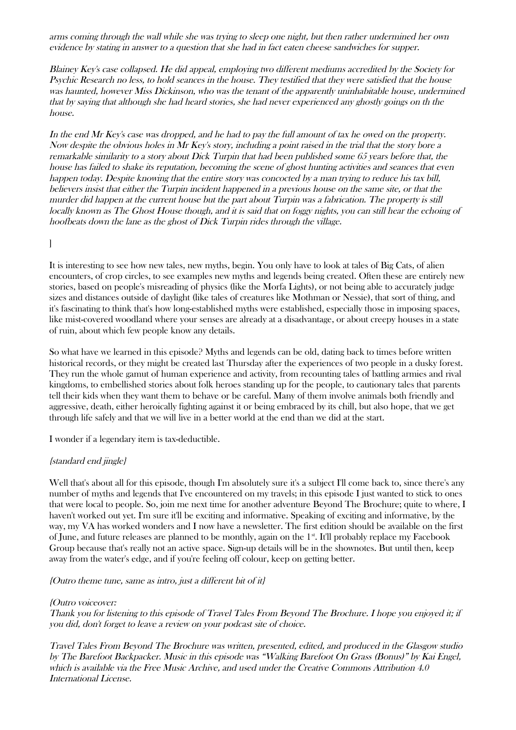*arms coming through the wall while she was trying to sleep one night, but then rather undermined her own evidence by stating in answer to a question that she had in fact eaten cheese sandwiches for supper.*

*Blainey Key's case collapsed. He did appeal, employing two different mediums accredited by the Society for Psychic Research no less, to hold seances in the house. They testified that they were satisfied that the house was haunted, however Miss Dickinson, who was the tenant of the apparently uninhabitable house, undermined that by saying that although she had heard stories, she had never experienced any ghostly goings on th the house.*

*In the end Mr Key's case was dropped, and he had to pay the full amount of tax he owed on the property. Now despite the obvious holes in Mr Key's story, including a point raised in the trial that the story bore a remarkable similarity to a story about Dick Turpin that had been published some 65 years before that, the house has failed to shake its reputation, becoming the scene of ghost hunting activities and seances that even happen today. Despite knowing that the entire story was concocted by a man trying to reduce his tax bill, believers insist that either the Turpin incident happened in a previous house on the same site, or that the murder did happen at the current house but the part about Turpin was a fabrication. The property is still locally known as The Ghost House though, and it is said that on foggy nights, you can still hear the echoing of hoofbeats down the lane as the ghost of Dick Turpin rides through the village.*

]

It is interesting to see how new tales, new myths, begin. You only have to look at tales of Big Cats, of alien encounters, of crop circles, to see examples new myths and legends being created. Often these are entirely new stories, based on people's misreading of physics (like the Morfa Lights), or not being able to accurately judge sizes and distances outside of daylight (like tales of creatures like Mothman or Nessie), that sort of thing, and it's fascinating to think that's how long-established myths were established, especially those in imposing spaces, like mist-covered woodland where your senses are already at a disadvantage, or about creepy houses in a state of ruin, about which few people know any details.

So what have we learned in this episode? Myths and legends can be old, dating back to times before written historical records, or they might be created last Thursday after the experiences of two people in a dusky forest. They run the whole gamut of human experience and activity, from recounting tales of battling armies and rival kingdoms, to embellished stories about folk heroes standing up for the people, to cautionary tales that parents tell their kids when they want them to behave or be careful. Many of them involve animals both friendly and aggressive, death, either heroically fighting against it or being embraced by its chill, but also hope, that we get through life safely and that we will live in a better world at the end than we did at the start.

I wonder if a legendary item is tax-deductible.

*{standard end jingle}*

Well that's about all for this episode, though I'm absolutely sure it's a subject I'll come back to, since there's any number of myths and legends that I've encountered on my travels; in this episode I just wanted to stick to ones that were local to people. So, join me next time for another adventure Beyond The Brochure; quite to where, I haven't worked out yet. I'm sure it'll be exciting and informative. Speaking of exciting and informative, by the way, my VA has worked wonders and I now have a newsletter. The first edition should be available on the first of June, and future releases are planned to be monthly, again on the 1st. It'll probably replace my Facebook Group because that's really not an active space. Sign-up details will be in the shownotes. But until then, keep away from the water's edge, and if you're feeling off colour, keep on getting better.

*{Outro theme tune, same as intro, just a different bit of it}*

*{Outro voiceover:*
*Thank you for listening to this episode of Travel Tales From Beyond The Brochure. I hope you enjoyed it; if you did, don't forget to leave a review on your podcast site of choice.*

*Travel Tales From Beyond The Brochure was written, presented, edited, and produced in the Glasgow studio by The Barefoot Backpacker. Music in this episode was "Walking Barefoot On Grass (Bonus)" by Kai Engel, which is available via the Free Music Archive, and used under the Creative Commons Attribution 4.0 International License.*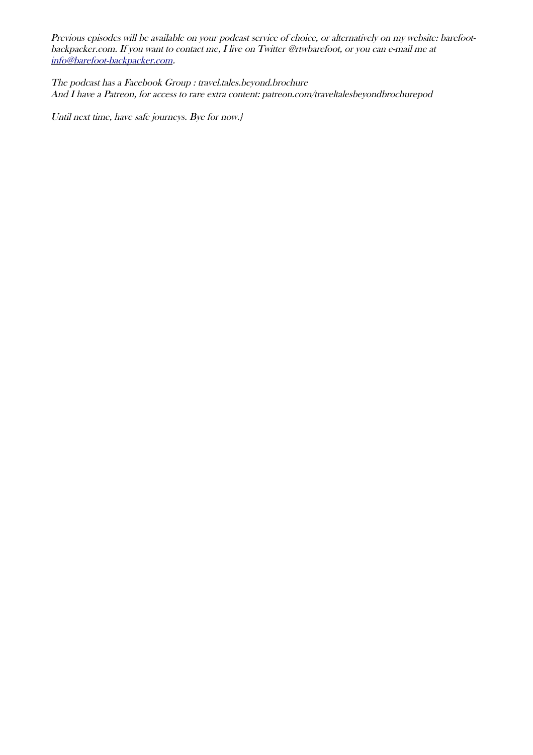*Previous episodes will be available on your podcast service of choice, or alternatively on my website: barefoot-backpacker.com. If you want to contact me, I live on Twitter @rtwbarefoot, or you can e-mail me at info@barefoot-backpacker.com.*

*The podcast has a Facebook Group : travel.tales.beyond.brochure*
*And I have a Patreon, for access to rare extra content: patreon.com/traveltalesbeyondbrochurepod*

*Until next time, have safe journeys. Bye for now.}*